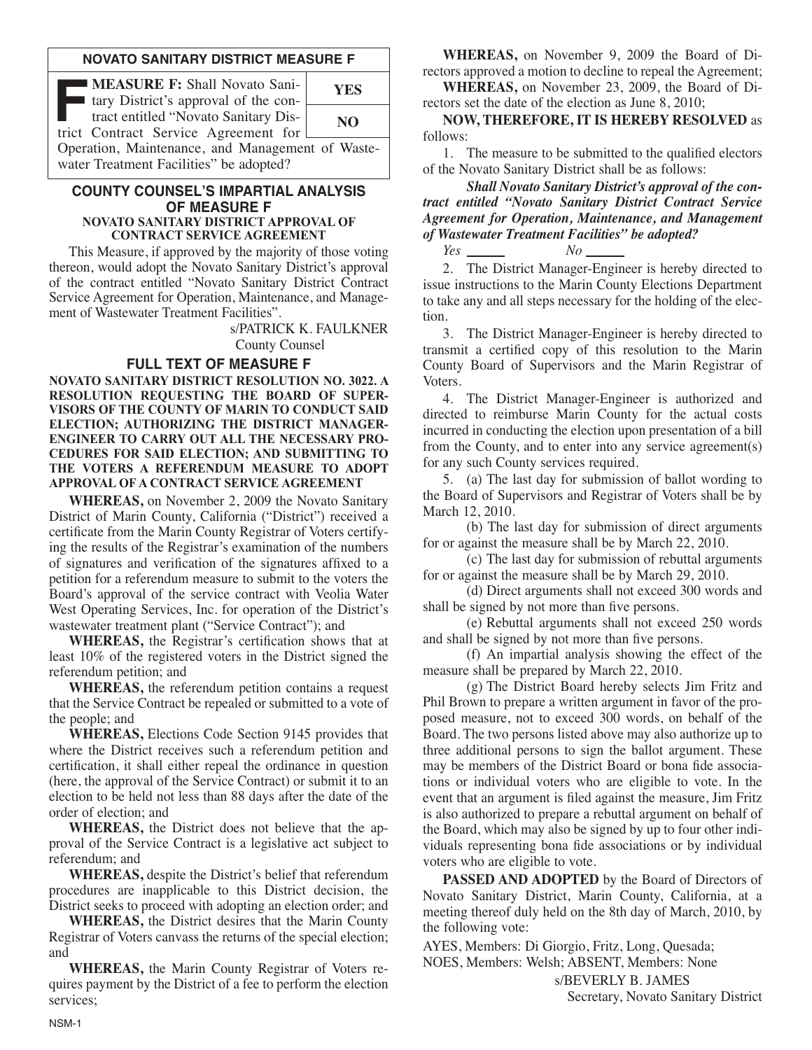## NOVATO SANITARY DISTRICT MEASURE F

| **MEASURE F:** Shall Novato Sanitary District's approval of the contract entitled "Novato Sanitary District Contract Service Agreement for Operation, Maintenance, and Management of Wastewater Treatment Facilities" be adopted? | **YES** |
|---|---|
| | **NO** |

## COUNTY COUNSEL'S IMPARTIAL ANALYSIS OF MEASURE F

### NOVATO SANITARY DISTRICT APPROVAL OF CONTRACT SERVICE AGREEMENT

This Measure, if approved by the majority of those voting thereon, would adopt the Novato Sanitary District's approval of the contract entitled "Novato Sanitary District Contract Service Agreement for Operation, Maintenance, and Management of Wastewater Treatment Facilities".

s/PATRICK K. FAULKNER
County Counsel

## FULL TEXT OF MEASURE F

**NOVATO SANITARY DISTRICT RESOLUTION NO. 3022. A RESOLUTION REQUESTING THE BOARD OF SUPERVISORS OF THE COUNTY OF MARIN TO CONDUCT SAID ELECTION; AUTHORIZING THE DISTRICT MANAGER-ENGINEER TO CARRY OUT ALL THE NECESSARY PROCEDURES FOR SAID ELECTION; AND SUBMITTING TO THE VOTERS A REFERENDUM MEASURE TO ADOPT APPROVAL OF A CONTRACT SERVICE AGREEMENT**

**WHEREAS,** on November 2, 2009 the Novato Sanitary District of Marin County, California ("District") received a certificate from the Marin County Registrar of Voters certifying the results of the Registrar's examination of the numbers of signatures and verification of the signatures affixed to a petition for a referendum measure to submit to the voters the Board's approval of the service contract with Veolia Water West Operating Services, Inc. for operation of the District's wastewater treatment plant ("Service Contract"); and

**WHEREAS,** the Registrar's certification shows that at least 10% of the registered voters in the District signed the referendum petition; and

**WHEREAS,** the referendum petition contains a request that the Service Contract be repealed or submitted to a vote of the people; and

**WHEREAS,** Elections Code Section 9145 provides that where the District receives such a referendum petition and certification, it shall either repeal the ordinance in question (here, the approval of the Service Contract) or submit it to an election to be held not less than 88 days after the date of the order of election; and

**WHEREAS,** the District does not believe that the approval of the Service Contract is a legislative act subject to referendum; and

**WHEREAS,** despite the District's belief that referendum procedures are inapplicable to this District decision, the District seeks to proceed with adopting an election order; and

**WHEREAS,** the District desires that the Marin County Registrar of Voters canvass the returns of the special election; and

**WHEREAS,** the Marin County Registrar of Voters requires payment by the District of a fee to perform the election services;

**WHEREAS,** on November 9, 2009 the Board of Directors approved a motion to decline to repeal the Agreement;

**WHEREAS,** on November 23, 2009, the Board of Directors set the date of the election as June 8, 2010;

**NOW, THEREFORE, IT IS HEREBY RESOLVED** as follows:

1. The measure to be submitted to the qualified electors of the Novato Sanitary District shall be as follows:

*Shall Novato Sanitary District's approval of the contract entitled "Novato Sanitary District Contract Service Agreement for Operation, Maintenance, and Management of Wastewater Treatment Facilities" be adopted?*

*Yes* ______ *No* ______

2. The District Manager-Engineer is hereby directed to issue instructions to the Marin County Elections Department to take any and all steps necessary for the holding of the election.

3. The District Manager-Engineer is hereby directed to transmit a certified copy of this resolution to the Marin County Board of Supervisors and the Marin Registrar of Voters.

4. The District Manager-Engineer is authorized and directed to reimburse Marin County for the actual costs incurred in conducting the election upon presentation of a bill from the County, and to enter into any service agreement(s) for any such County services required.

5. (a) The last day for submission of ballot wording to the Board of Supervisors and Registrar of Voters shall be by March 12, 2010.

(b) The last day for submission of direct arguments for or against the measure shall be by March 22, 2010.

(c) The last day for submission of rebuttal arguments for or against the measure shall be by March 29, 2010.

(d) Direct arguments shall not exceed 300 words and shall be signed by not more than five persons.

(e) Rebuttal arguments shall not exceed 250 words and shall be signed by not more than five persons.

(f) An impartial analysis showing the effect of the measure shall be prepared by March 22, 2010.

(g) The District Board hereby selects Jim Fritz and Phil Brown to prepare a written argument in favor of the proposed measure, not to exceed 300 words, on behalf of the Board. The two persons listed above may also authorize up to three additional persons to sign the ballot argument. These may be members of the District Board or bona fide associations or individual voters who are eligible to vote. In the event that an argument is filed against the measure, Jim Fritz is also authorized to prepare a rebuttal argument on behalf of the Board, which may also be signed by up to four other individuals representing bona fide associations or by individual voters who are eligible to vote.

**PASSED AND ADOPTED** by the Board of Directors of Novato Sanitary District, Marin County, California, at a meeting thereof duly held on the 8th day of March, 2010, by the following vote:

AYES, Members: Di Giorgio, Fritz, Long, Quesada;
NOES, Members: Welsh; ABSENT, Members: None

s/BEVERLY B. JAMES
Secretary, Novato Sanitary District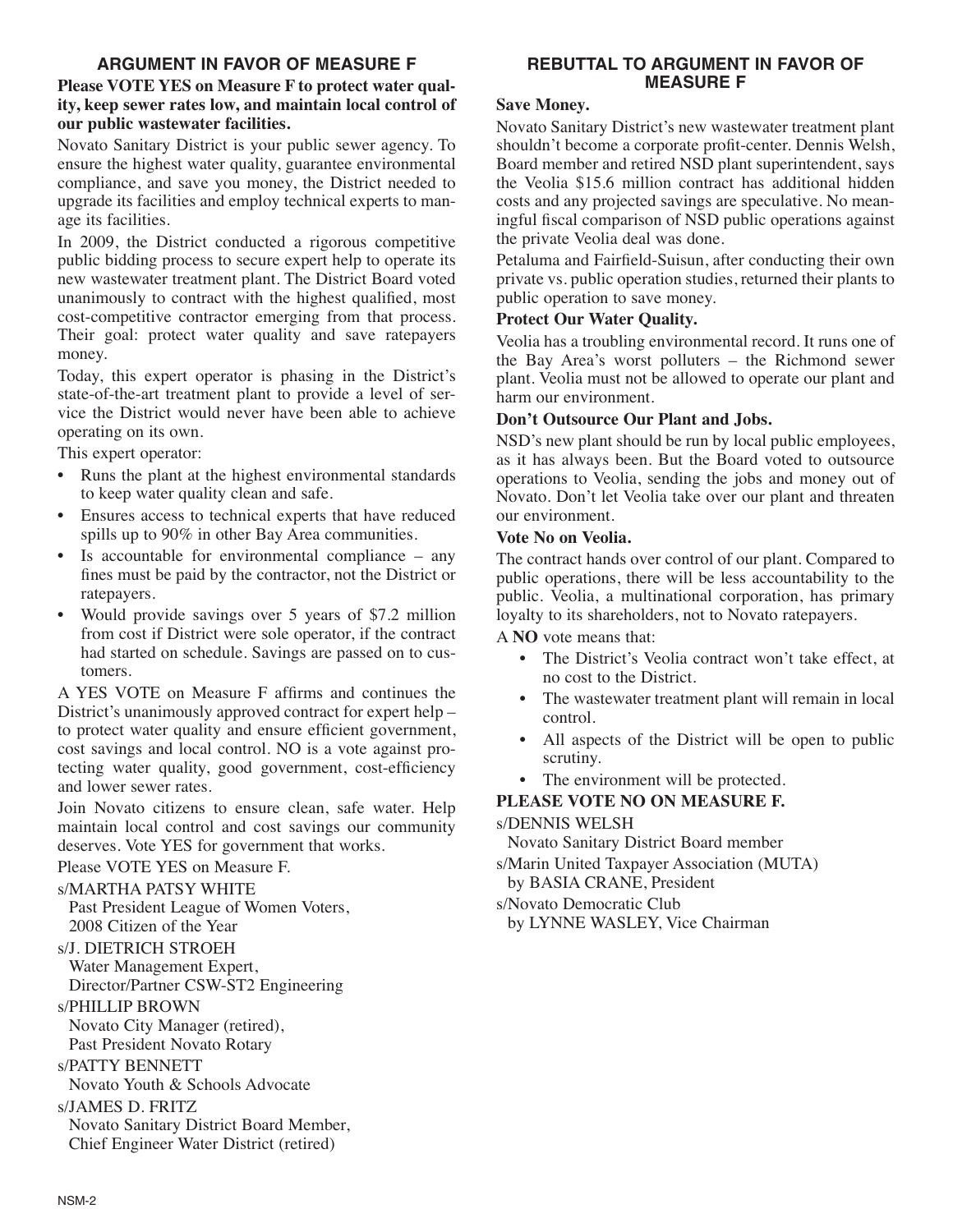## ARGUMENT IN FAVOR OF MEASURE F

**Please VOTE YES on Measure F to protect water quality, keep sewer rates low, and maintain local control of our public wastewater facilities.**

Novato Sanitary District is your public sewer agency. To ensure the highest water quality, guarantee environmental compliance, and save you money, the District needed to upgrade its facilities and employ technical experts to manage its facilities.

In 2009, the District conducted a rigorous competitive public bidding process to secure expert help to operate its new wastewater treatment plant. The District Board voted unanimously to contract with the highest qualified, most cost-competitive contractor emerging from that process. Their goal: protect water quality and save ratepayers money.

Today, this expert operator is phasing in the District's state-of-the-art treatment plant to provide a level of service the District would never have been able to achieve operating on its own.

This expert operator:

- Runs the plant at the highest environmental standards to keep water quality clean and safe.
- Ensures access to technical experts that have reduced spills up to 90% in other Bay Area communities.
- Is accountable for environmental compliance – any fines must be paid by the contractor, not the District or ratepayers.
- Would provide savings over 5 years of $7.2 million from cost if District were sole operator, if the contract had started on schedule. Savings are passed on to customers.

A YES VOTE on Measure F affirms and continues the District's unanimously approved contract for expert help – to protect water quality and ensure efficient government, cost savings and local control. NO is a vote against protecting water quality, good government, cost-efficiency and lower sewer rates.

Join Novato citizens to ensure clean, safe water. Help maintain local control and cost savings our community deserves. Vote YES for government that works.

Please VOTE YES on Measure F.

s/MARTHA PATSY WHITE
Past President League of Women Voters,
2008 Citizen of the Year

s/J. DIETRICH STROEH
Water Management Expert,
Director/Partner CSW-ST2 Engineering

s/PHILLIP BROWN
Novato City Manager (retired),
Past President Novato Rotary

s/PATTY BENNETT
Novato Youth & Schools Advocate

s/JAMES D. FRITZ
Novato Sanitary District Board Member,
Chief Engineer Water District (retired)

## REBUTTAL TO ARGUMENT IN FAVOR OF MEASURE F

**Save Money.**

Novato Sanitary District's new wastewater treatment plant shouldn't become a corporate profit-center. Dennis Welsh, Board member and retired NSD plant superintendent, says the Veolia $15.6 million contract has additional hidden costs and any projected savings are speculative. No meaningful fiscal comparison of NSD public operations against the private Veolia deal was done.

Petaluma and Fairfield-Suisun, after conducting their own private vs. public operation studies, returned their plants to public operation to save money.

**Protect Our Water Quality.**

Veolia has a troubling environmental record. It runs one of the Bay Area's worst polluters – the Richmond sewer plant. Veolia must not be allowed to operate our plant and harm our environment.

**Don't Outsource Our Plant and Jobs.**

NSD's new plant should be run by local public employees, as it has always been. But the Board voted to outsource operations to Veolia, sending the jobs and money out of Novato. Don't let Veolia take over our plant and threaten our environment.

**Vote No on Veolia.**

The contract hands over control of our plant. Compared to public operations, there will be less accountability to the public. Veolia, a multinational corporation, has primary loyalty to its shareholders, not to Novato ratepayers.

A **NO** vote means that:

- The District's Veolia contract won't take effect, at no cost to the District.
- The wastewater treatment plant will remain in local control.
- All aspects of the District will be open to public scrutiny.
- The environment will be protected.

**PLEASE VOTE NO ON MEASURE F.**

s/DENNIS WELSH
Novato Sanitary District Board member

s/Marin United Taxpayer Association (MUTA)
by BASIA CRANE, President

s/Novato Democratic Club
by LYNNE WASLEY, Vice Chairman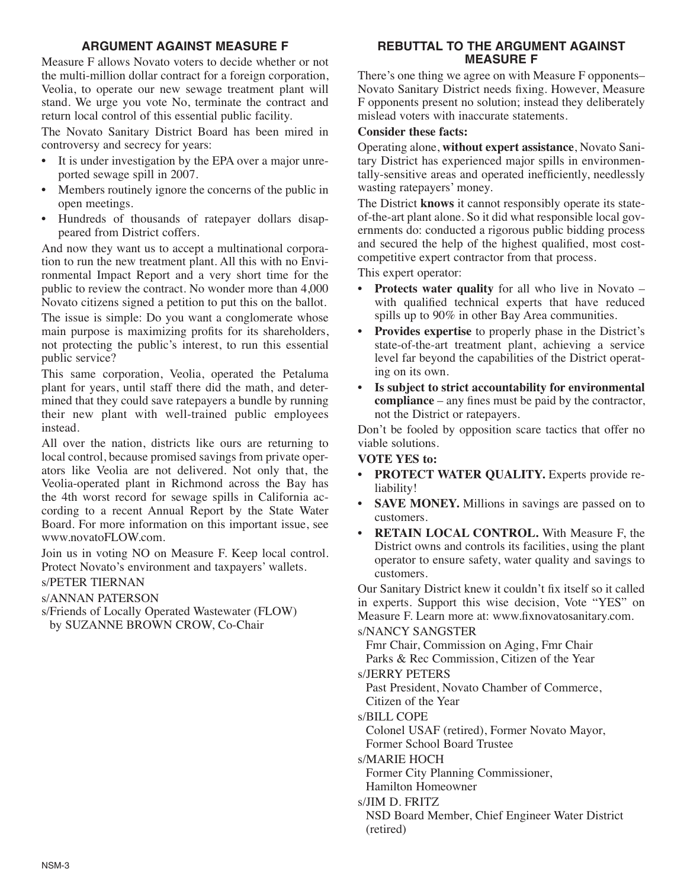## ARGUMENT AGAINST MEASURE F

Measure F allows Novato voters to decide whether or not the multi-million dollar contract for a foreign corporation, Veolia, to operate our new sewage treatment plant will stand. We urge you vote No, terminate the contract and return local control of this essential public facility.

The Novato Sanitary District Board has been mired in controversy and secrecy for years:

- It is under investigation by the EPA over a major unreported sewage spill in 2007.
- Members routinely ignore the concerns of the public in open meetings.
- Hundreds of thousands of ratepayer dollars disappeared from District coffers.

And now they want us to accept a multinational corporation to run the new treatment plant. All this with no Environmental Impact Report and a very short time for the public to review the contract. No wonder more than 4,000 Novato citizens signed a petition to put this on the ballot.

The issue is simple: Do you want a conglomerate whose main purpose is maximizing profits for its shareholders, not protecting the public's interest, to run this essential public service?

This same corporation, Veolia, operated the Petaluma plant for years, until staff there did the math, and determined that they could save ratepayers a bundle by running their new plant with well-trained public employees instead.

All over the nation, districts like ours are returning to local control, because promised savings from private operators like Veolia are not delivered. Not only that, the Veolia-operated plant in Richmond across the Bay has the 4th worst record for sewage spills in California according to a recent Annual Report by the State Water Board. For more information on this important issue, see www.novatoFLOW.com.

Join us in voting NO on Measure F. Keep local control. Protect Novato's environment and taxpayers' wallets.

s/PETER TIERNAN

s/ANNAN PATERSON

s/Friends of Locally Operated Wastewater (FLOW)
by SUZANNE BROWN CROW, Co-Chair

## REBUTTAL TO THE ARGUMENT AGAINST MEASURE F

There's one thing we agree on with Measure F opponents– Novato Sanitary District needs fixing. However, Measure F opponents present no solution; instead they deliberately mislead voters with inaccurate statements.

**Consider these facts:**

Operating alone, **without expert assistance**, Novato Sanitary District has experienced major spills in environmentally-sensitive areas and operated inefficiently, needlessly wasting ratepayers' money.

The District **knows** it cannot responsibly operate its state-of-the-art plant alone. So it did what responsible local governments do: conducted a rigorous public bidding process and secured the help of the highest qualified, most cost-competitive expert contractor from that process.

This expert operator:

- **Protects water quality** for all who live in Novato – with qualified technical experts that have reduced spills up to 90% in other Bay Area communities.
- **Provides expertise** to properly phase in the District's state-of-the-art treatment plant, achieving a service level far beyond the capabilities of the District operating on its own.
- **Is subject to strict accountability for environmental compliance** – any fines must be paid by the contractor, not the District or ratepayers.

Don't be fooled by opposition scare tactics that offer no viable solutions.

**VOTE YES to:**

- **PROTECT WATER QUALITY.** Experts provide reliability!
- **SAVE MONEY.** Millions in savings are passed on to customers.
- **RETAIN LOCAL CONTROL.** With Measure F, the District owns and controls its facilities, using the plant operator to ensure safety, water quality and savings to customers.

Our Sanitary District knew it couldn't fix itself so it called in experts. Support this wise decision, Vote "YES" on Measure F. Learn more at: www.fixnovatosanitary.com.

s/NANCY SANGSTER
Fmr Chair, Commission on Aging, Fmr Chair
Parks & Rec Commission, Citizen of the Year

s/JERRY PETERS
Past President, Novato Chamber of Commerce,
Citizen of the Year

s/BILL COPE
Colonel USAF (retired), Former Novato Mayor,
Former School Board Trustee

s/MARIE HOCH
Former City Planning Commissioner,
Hamilton Homeowner

s/JIM D. FRITZ
NSD Board Member, Chief Engineer Water District
(retired)